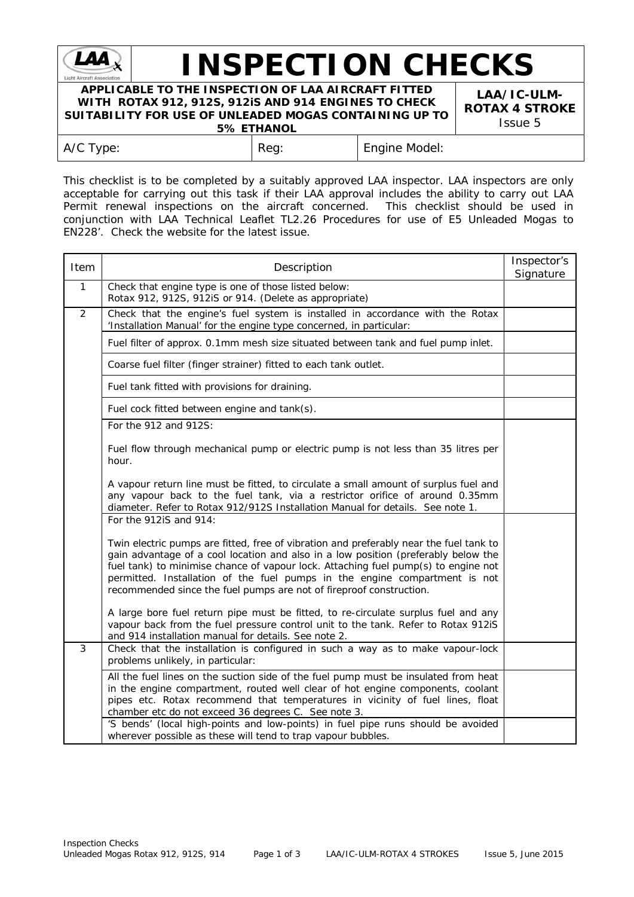# INSPECTION CHECKS

**APPLICABLE TO THE INSPECTION OF LAA AIRCRAFT FITTED WITH ROTAX 912, 912S, 912iS AND 914 ENGINES TO CHECK SUITABILITY FOR USE OF UNLEADED MOGAS CONTAINING UP TO 5% ETHANOL**

**LAA/IC-ULM-ROTAX 4 STROKE**
Issue 5

| A/C Type: | Reg: | Engine Model: |
|---|---|---|

This checklist is to be completed by a suitably approved LAA inspector. LAA inspectors are only acceptable for carrying out this task if their LAA approval includes the ability to carry out LAA Permit renewal inspections on the aircraft concerned. This checklist should be used in conjunction with LAA Technical Leaflet TL2.26 Procedures for use of E5 Unleaded Mogas to EN228'. Check the website for the latest issue.

| Item | Description | Inspector's Signature |
|---|---|---|
| 1 | Check that engine type is one of those listed below:<br>Rotax 912, 912S, 912iS or 914. (Delete as appropriate) | |
| 2 | Check that the engine's fuel system is installed in accordance with the Rotax 'Installation Manual' for the engine type concerned, in particular: | |
| | Fuel filter of approx. 0.1mm mesh size situated between tank and fuel pump inlet. | |
| | Coarse fuel filter (finger strainer) fitted to each tank outlet. | |
| | Fuel tank fitted with provisions for draining. | |
| | Fuel cock fitted between engine and tank(s). | |
| | For the 912 and 912S:<br><br>Fuel flow through mechanical pump or electric pump is not less than 35 litres per hour.<br><br>A vapour return line must be fitted, to circulate a small amount of surplus fuel and any vapour back to the fuel tank, via a restrictor orifice of around 0.35mm diameter. Refer to Rotax 912/912S Installation Manual for details. See note 1. | |
| | For the 912iS and 914:<br><br>Twin electric pumps are fitted, free of vibration and preferably near the fuel tank to gain advantage of a cool location and also in a low position (preferably below the fuel tank) to minimise chance of vapour lock. Attaching fuel pump(s) to engine not permitted. Installation of the fuel pumps in the engine compartment is not recommended since the fuel pumps are not of fireproof construction.<br><br>A large bore fuel return pipe must be fitted, to re-circulate surplus fuel and any vapour back from the fuel pressure control unit to the tank. Refer to Rotax 912iS and 914 installation manual for details. See note 2. | |
| 3 | Check that the installation is configured in such a way as to make vapour-lock problems unlikely, in particular: | |
| | All the fuel lines on the suction side of the fuel pump must be insulated from heat in the engine compartment, routed well clear of hot engine components, coolant pipes etc. Rotax recommend that temperatures in vicinity of fuel lines, float chamber etc do not exceed 36 degrees C. See note 3. | |
| | 'S bends' (local high-points and low-points) in fuel pipe runs should be avoided wherever possible as these will tend to trap vapour bubbles. | |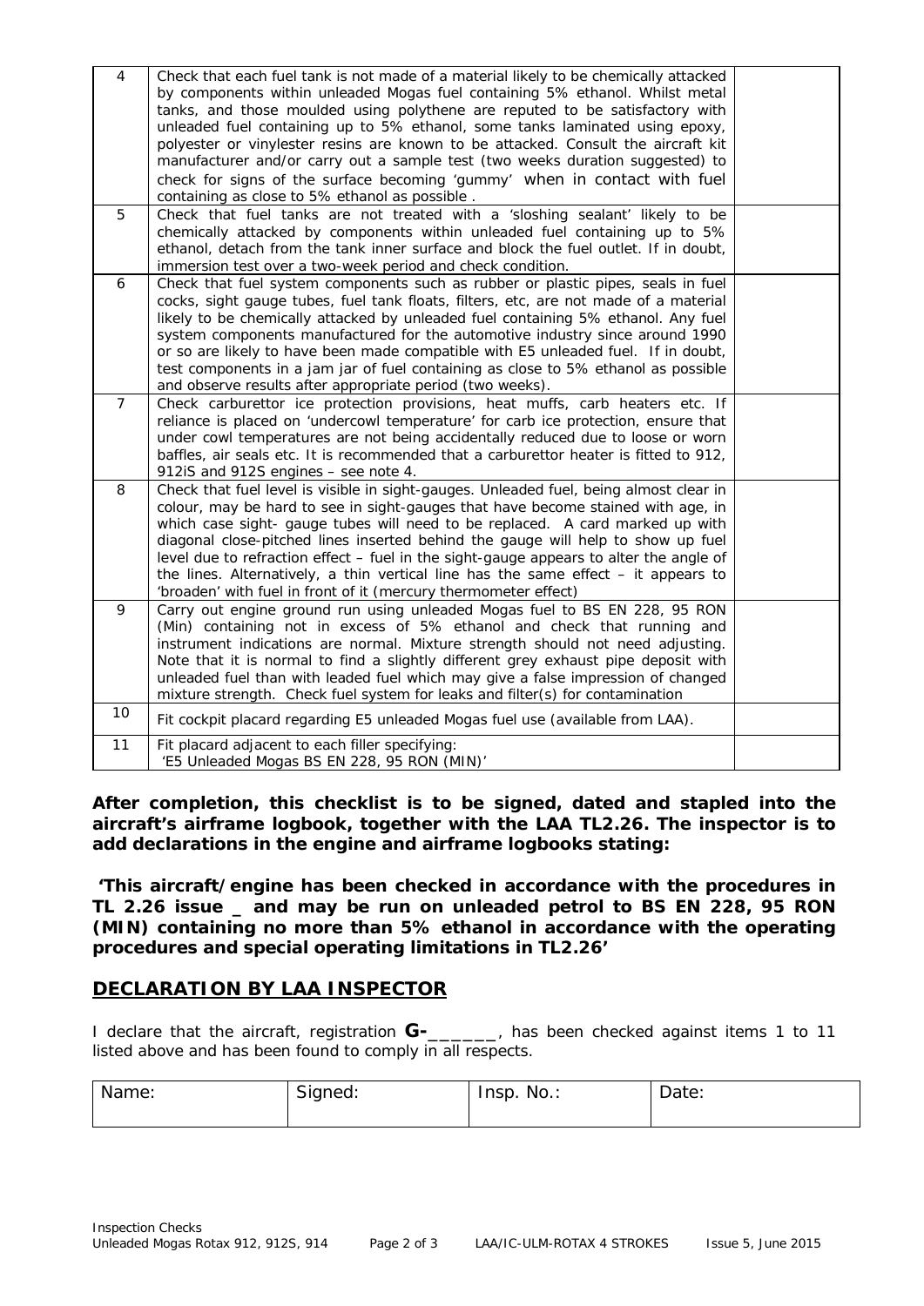| | | |
|---|---|---|
| 4 | Check that each fuel tank is not made of a material likely to be chemically attacked by components within unleaded Mogas fuel containing 5% ethanol. Whilst metal tanks, and those moulded using polythene are reputed to be satisfactory with unleaded fuel containing up to 5% ethanol, some tanks laminated using epoxy, polyester or vinylester resins are known to be attacked. Consult the aircraft kit manufacturer and/or carry out a sample test (two weeks duration suggested) to check for signs of the surface becoming 'gummy' when in contact with fuel containing as close to 5% ethanol as possible . | |
| 5 | Check that fuel tanks are not treated with a 'sloshing sealant' likely to be chemically attacked by components within unleaded fuel containing up to 5% ethanol, detach from the tank inner surface and block the fuel outlet. If in doubt, immersion test over a two-week period and check condition. | |
| 6 | Check that fuel system components such as rubber or plastic pipes, seals in fuel cocks, sight gauge tubes, fuel tank floats, filters, etc, are not made of a material likely to be chemically attacked by unleaded fuel containing 5% ethanol. Any fuel system components manufactured for the automotive industry since around 1990 or so are likely to have been made compatible with E5 unleaded fuel. If in doubt, test components in a jam jar of fuel containing as close to 5% ethanol as possible and observe results after appropriate period (two weeks). | |
| 7 | Check carburettor ice protection provisions, heat muffs, carb heaters etc. If reliance is placed on 'undercowl temperature' for carb ice protection, ensure that under cowl temperatures are not being accidentally reduced due to loose or worn baffles, air seals etc. It is recommended that a carburettor heater is fitted to 912, 912iS and 912S engines – see note 4. | |
| 8 | Check that fuel level is visible in sight-gauges. Unleaded fuel, being almost clear in colour, may be hard to see in sight-gauges that have become stained with age, in which case sight- gauge tubes will need to be replaced. A card marked up with diagonal close-pitched lines inserted behind the gauge will help to show up fuel level due to refraction effect – fuel in the sight-gauge appears to alter the angle of the lines. Alternatively, a thin vertical line has the same effect – it appears to 'broaden' with fuel in front of it (mercury thermometer effect) | |
| 9 | Carry out engine ground run using unleaded Mogas fuel to BS EN 228, 95 RON (Min) containing not in excess of 5% ethanol and check that running and instrument indications are normal. Mixture strength should not need adjusting. Note that it is normal to find a slightly different grey exhaust pipe deposit with unleaded fuel than with leaded fuel which may give a false impression of changed mixture strength. Check fuel system for leaks and filter(s) for contamination | |
| 10 | Fit cockpit placard regarding E5 unleaded Mogas fuel use (available from LAA). | |
| 11 | Fit placard adjacent to each filler specifying: 'E5 Unleaded Mogas BS EN 228, 95 RON (MIN)' | |

**After completion, this checklist is to be signed, dated and stapled into the aircraft's airframe logbook, together with the LAA TL2.26. The inspector is to add declarations in the engine and airframe logbooks stating:**

**'This aircraft/engine has been checked in accordance with the procedures in TL 2.26 issue _ and may be run on unleaded petrol to BS EN 228, 95 RON (MIN) containing no more than 5% ethanol in accordance with the operating procedures and special operating limitations in TL2.26'**

## DECLARATION BY LAA INSPECTOR

I declare that the aircraft, registration **G-**______, has been checked against items 1 to 11 listed above and has been found to comply in all respects.

| Name: | Signed: | Insp. No.: | Date: |
|---|---|---|---|
| | | | |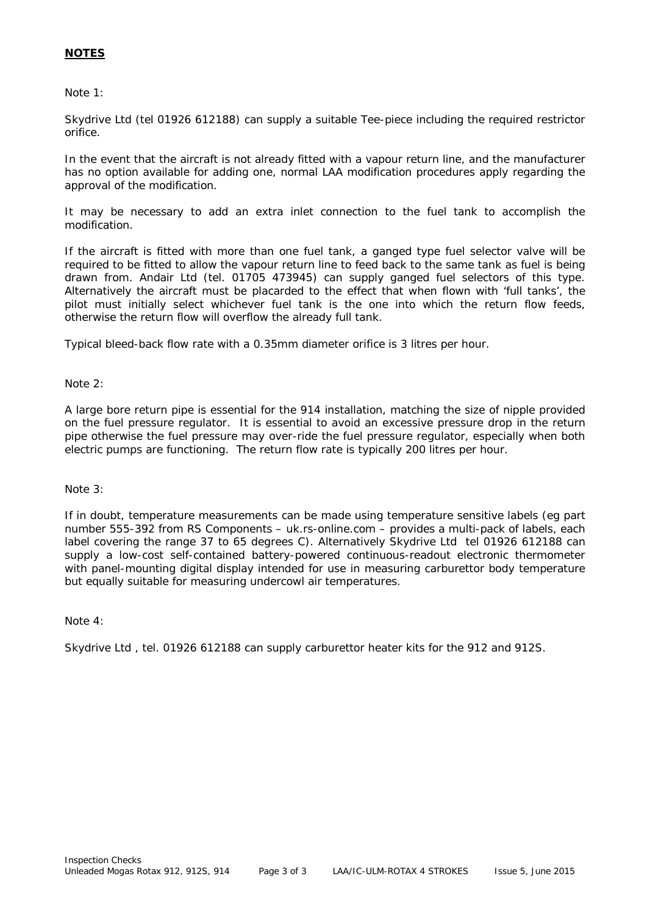## NOTES

Note 1:

Skydrive Ltd (tel 01926 612188) can supply a suitable Tee-piece including the required restrictor orifice.

In the event that the aircraft is not already fitted with a vapour return line, and the manufacturer has no option available for adding one, normal LAA modification procedures apply regarding the approval of the modification.

It may be necessary to add an extra inlet connection to the fuel tank to accomplish the modification.

If the aircraft is fitted with more than one fuel tank, a ganged type fuel selector valve will be required to be fitted to allow the vapour return line to feed back to the same tank as fuel is being drawn from. Andair Ltd (tel. 01705 473945) can supply ganged fuel selectors of this type. Alternatively the aircraft must be placarded to the effect that when flown with 'full tanks', the pilot must initially select whichever fuel tank is the one into which the return flow feeds, otherwise the return flow will overflow the already full tank.

Typical bleed-back flow rate with a 0.35mm diameter orifice is 3 litres per hour.

Note 2:

A large bore return pipe is essential for the 914 installation, matching the size of nipple provided on the fuel pressure regulator. It is essential to avoid an excessive pressure drop in the return pipe otherwise the fuel pressure may over-ride the fuel pressure regulator, especially when both electric pumps are functioning. The return flow rate is typically 200 litres per hour.

Note 3:

If in doubt, temperature measurements can be made using temperature sensitive labels (eg part number 555-392 from RS Components – uk.rs-online.com – provides a multi-pack of labels, each label covering the range 37 to 65 degrees C). Alternatively Skydrive Ltd tel 01926 612188 can supply a low-cost self-contained battery-powered continuous-readout electronic thermometer with panel-mounting digital display intended for use in measuring carburettor body temperature but equally suitable for measuring undercowl air temperatures.

Note 4:

Skydrive Ltd , tel. 01926 612188 can supply carburettor heater kits for the 912 and 912S.